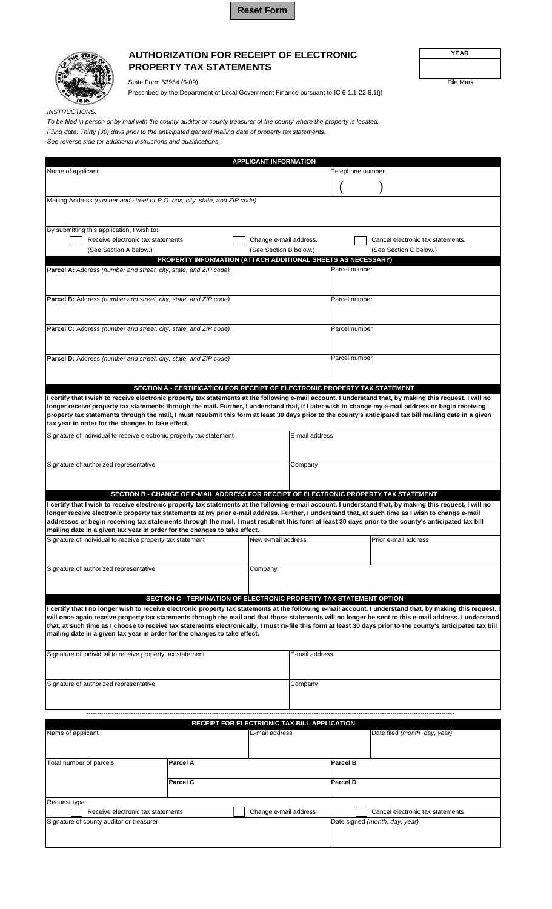Reset Form

# AUTHORIZATION FOR RECEIPT OF ELECTRONIC PROPERTY TAX STATEMENTS

State Form 53954 (6-09)

Prescribed by the Department of Local Government Finance pursuant to IC 6-1.1-22-8.1(j)

| YEAR |
|---|
| |

File Mark

*INSTRUCTIONS:*

*To be filed in person or by mail with the county auditor or county treasurer of the county where the property is located.*

*Filing date: Thirty (30) days prior to the anticipated general mailing date of property tax statements.*

*See reverse side for additional instructions and qualifications.*

## APPLICANT INFORMATION

| Name of applicant | Telephone number |
|---|---|
| | ( ) |

Mailing Address *(number and street or P.O. box, city, state, and ZIP code)*

By submitting this application, I wish to:

- ☐ Receive electronic tax statements. (See Section A below.)
- ☐ Change e-mail address. (See Section B below.)
- ☐ Cancel electronic tax statements. (See Section C below.)

## PROPERTY INFORMATION (ATTACH ADDITIONAL SHEETS AS NECESSARY)

| Address | Parcel number |
|---|---|
| **Parcel A:** Address *(number and street, city, state, and ZIP code)* | Parcel number |
| **Parcel B:** Address *(number and street, city, state, and ZIP code)* | Parcel number |
| **Parcel C:** Address *(number and street, city, state, and ZIP code)* | Parcel number |
| **Parcel D:** Address *(number and street, city, state, and ZIP code)* | Parcel number |

## SECTION A - CERTIFICATION FOR RECEIPT OF ELECTRONIC PROPERTY TAX STATEMENT

**I certify that I wish to receive electronic property tax statements at the following e-mail account. I understand that, by making this request, I will no longer receive property tax statements through the mail. Further, I understand that, if I later wish to change my e-mail address or begin receiving property tax statements through the mail, I must resubmit this form at least 30 days prior to the county's anticipated tax bill mailing date in a given tax year in order for the changes to take effect.**

| Signature of individual to receive electronic property tax statement | E-mail address |
|---|---|
| Signature of authorized representative | Company |

## SECTION B - CHANGE OF E-MAIL ADDRESS FOR RECEIPT OF ELECTRONIC PROPERTY TAX STATEMENT

**I certify that I wish to receive electronic property tax statements at the following e-mail account. I understand that, by making this request, I will no longer receive electronic property tax statements at my prior e-mail address. Further, I understand that, at such time as I wish to change e-mail addresses or begin receiving tax statements through the mail, I must resubmit this form at least 30 days prior to the county's anticipated tax bill mailing date in a given tax year in order for the changes to take effect.**

| Signature of individual to receive property tax statement | New e-mail address | Prior e-mail address |
|---|---|---|
| Signature of authorized representative | Company | |

## SECTION C - TERMINATION OF ELECTRONIC PROPERTY TAX STATEMENT OPTION

**I certify that I no longer wish to receive electronic property tax statements at the following e-mail account. I understand that, by making this request, I will once again receive property tax statements through the mail and that those statements will no longer be sent to this e-mail address. I understand that, at such time as I choose to receive tax statements electronically, I must re-file this form at least 30 days prior to the county's anticipated tax bill mailing date in a given tax year in order for the changes to take effect.**

| Signature of individual to receive property tax statement | E-mail address |
|---|---|
| Signature of authorized representative | Company |

---

## RECEIPT FOR ELECTRIONIC TAX BILL APPLICATION

| Name of applicant | E-mail address | Date filed *(month, day, year)* |
|---|---|---|
| | | |

| Total number of parcels | **Parcel A** | **Parcel B** |
|---|---|---|
| | **Parcel C** | **Parcel D** |

Request type

- ☐ Receive electronic tax statements
- ☐ Change e-mail address
- ☐ Cancel electronic tax statements

| Signature of county auditor or treasurer | Date signed *(month, day, year)* |
|---|---|
| | |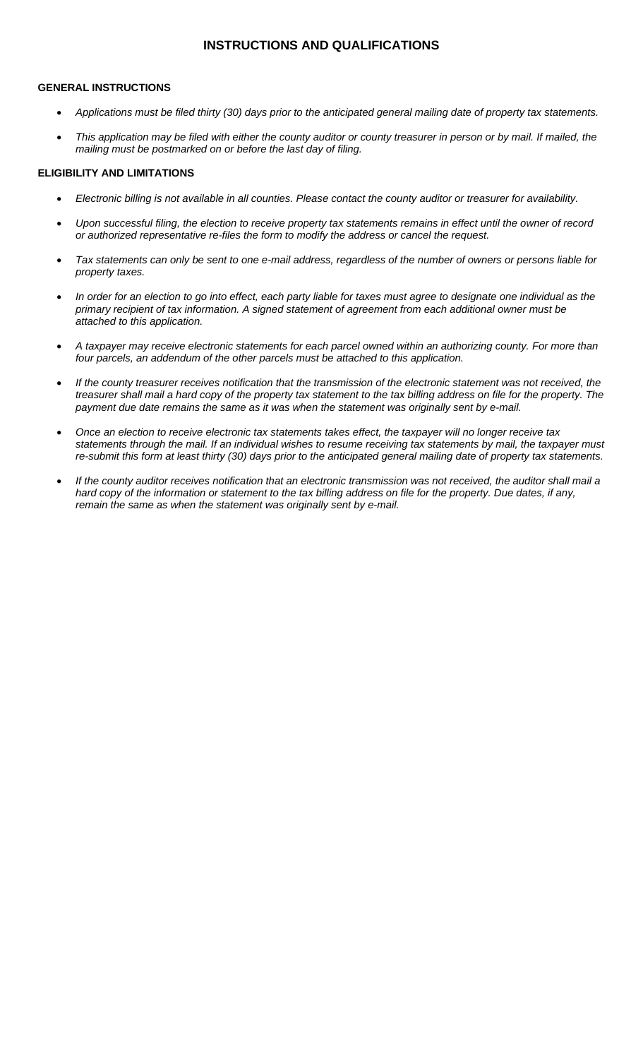# INSTRUCTIONS AND QUALIFICATIONS

## GENERAL INSTRUCTIONS

- *Applications must be filed thirty (30) days prior to the anticipated general mailing date of property tax statements.*
- *This application may be filed with either the county auditor or county treasurer in person or by mail. If mailed, the mailing must be postmarked on or before the last day of filing.*

## ELIGIBILITY AND LIMITATIONS

- *Electronic billing is not available in all counties. Please contact the county auditor or treasurer for availability.*
- *Upon successful filing, the election to receive property tax statements remains in effect until the owner of record or authorized representative re-files the form to modify the address or cancel the request.*
- *Tax statements can only be sent to one e-mail address, regardless of the number of owners or persons liable for property taxes.*
- *In order for an election to go into effect, each party liable for taxes must agree to designate one individual as the primary recipient of tax information. A signed statement of agreement from each additional owner must be attached to this application.*
- *A taxpayer may receive electronic statements for each parcel owned within an authorizing county. For more than four parcels, an addendum of the other parcels must be attached to this application.*
- *If the county treasurer receives notification that the transmission of the electronic statement was not received, the treasurer shall mail a hard copy of the property tax statement to the tax billing address on file for the property. The payment due date remains the same as it was when the statement was originally sent by e-mail.*
- *Once an election to receive electronic tax statements takes effect, the taxpayer will no longer receive tax statements through the mail. If an individual wishes to resume receiving tax statements by mail, the taxpayer must re-submit this form at least thirty (30) days prior to the anticipated general mailing date of property tax statements.*
- *If the county auditor receives notification that an electronic transmission was not received, the auditor shall mail a hard copy of the information or statement to the tax billing address on file for the property. Due dates, if any, remain the same as when the statement was originally sent by e-mail.*